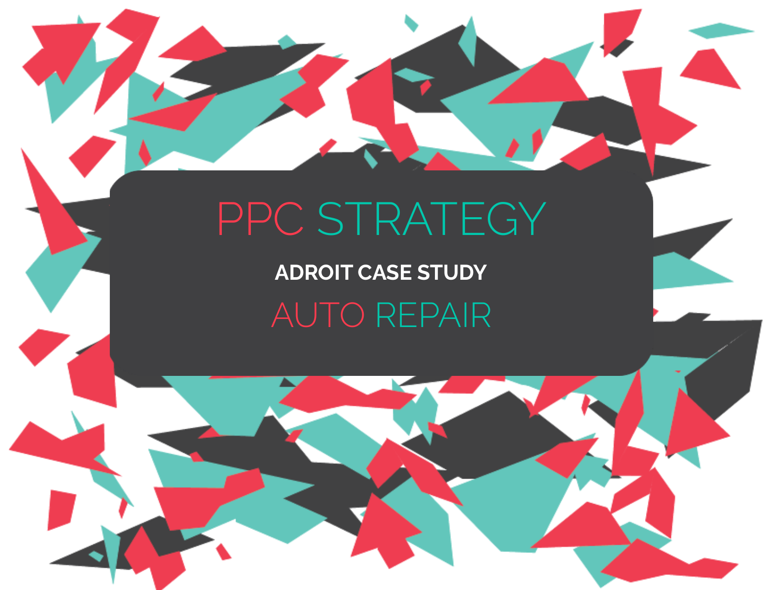# PPC STRATEGY

## ADROIT CASE STUDY

## AUTO REPAIR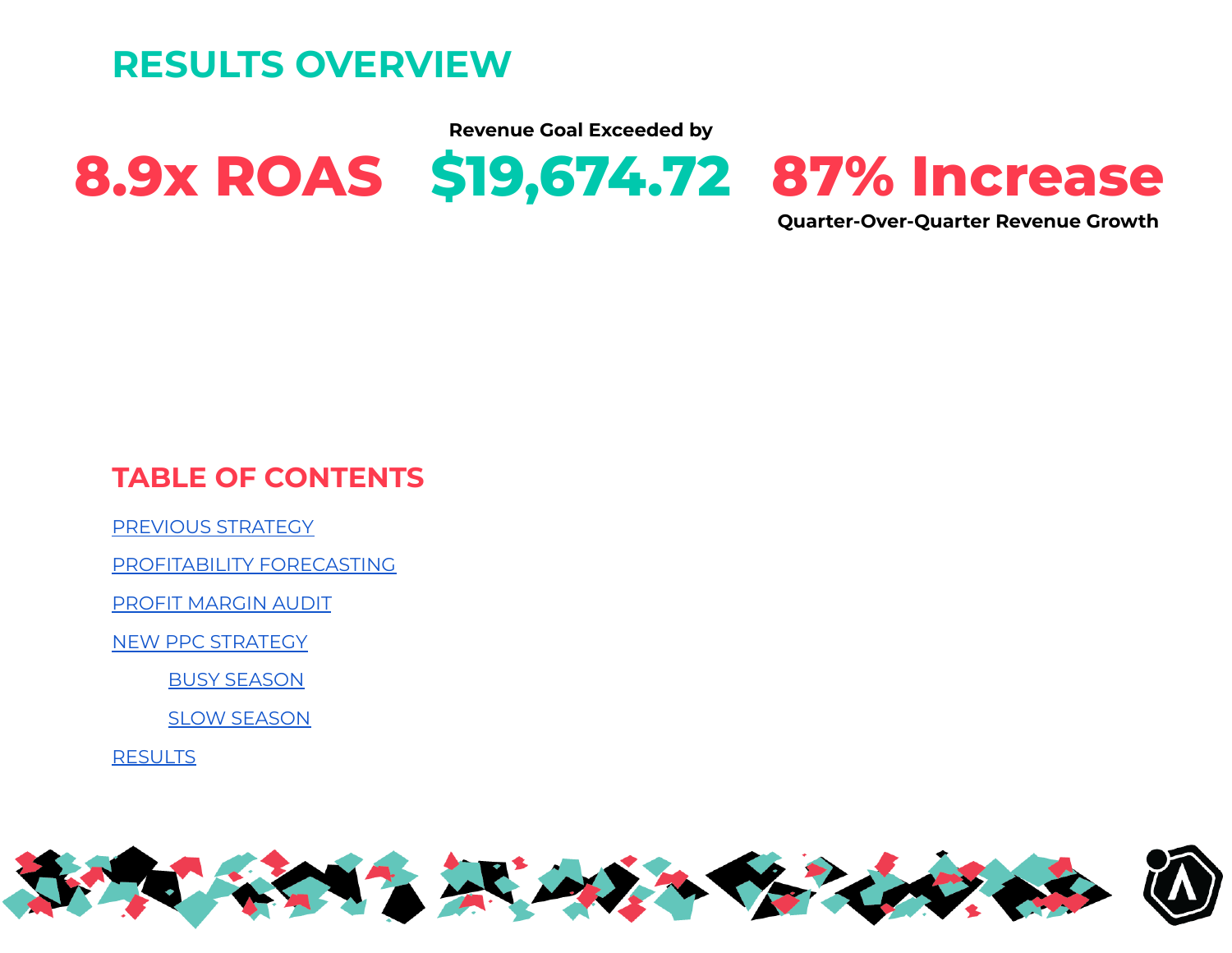## RESULTS OVERVIEW

**8.9x ROAS**

Revenue Goal Exceeded by

**$19,674.72**

**87% Increase**

Quarter-Over-Quarter Revenue Growth

## TABLE OF CONTENTS

- PREVIOUS STRATEGY
- PROFITABILITY FORECASTING
- PROFIT MARGIN AUDIT
- NEW PPC STRATEGY
    - BUSY SEASON
    - SLOW SEASON
- RESULTS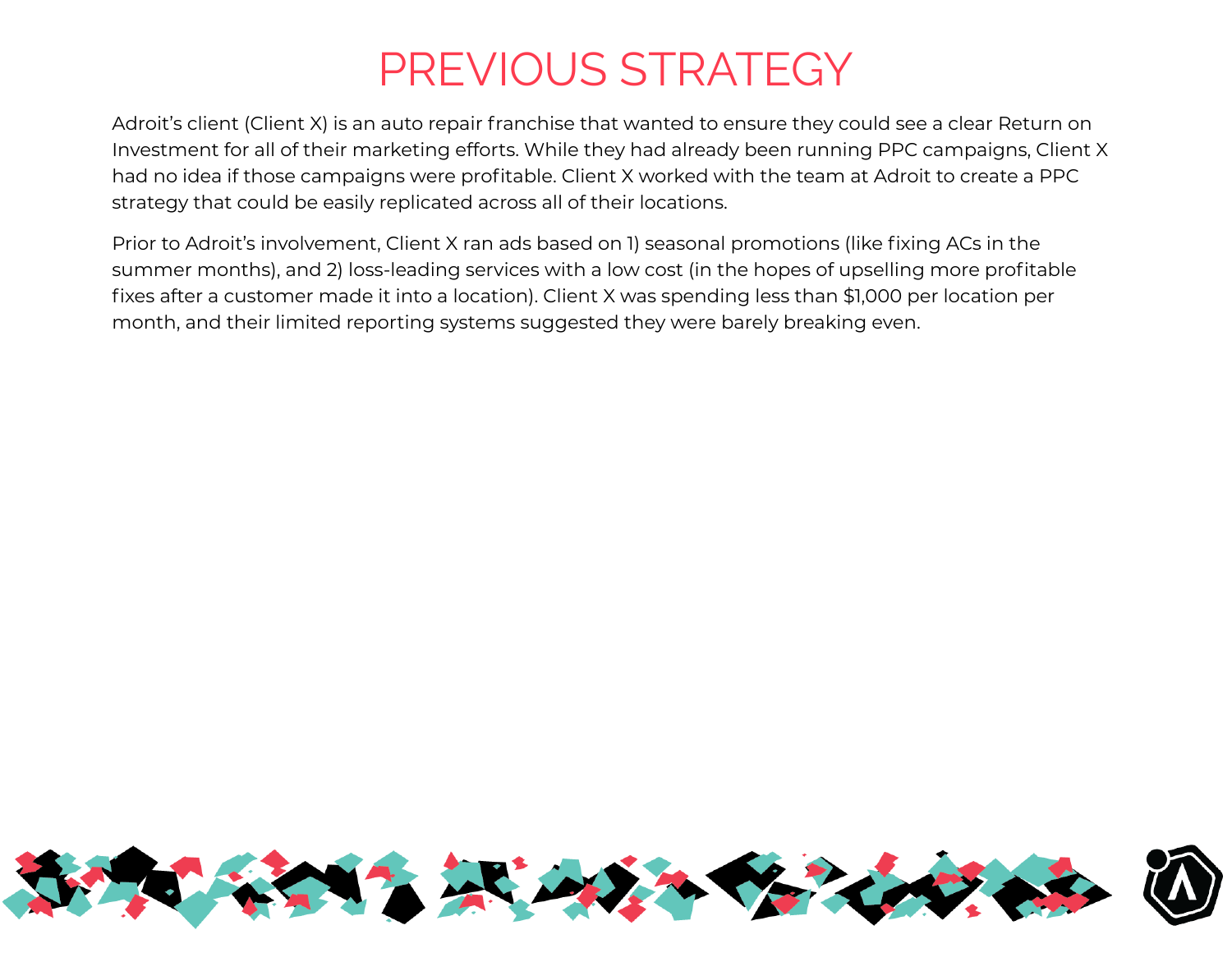# PREVIOUS STRATEGY

Adroit's client (Client X) is an auto repair franchise that wanted to ensure they could see a clear Return on Investment for all of their marketing efforts. While they had already been running PPC campaigns, Client X had no idea if those campaigns were profitable. Client X worked with the team at Adroit to create a PPC strategy that could be easily replicated across all of their locations.

Prior to Adroit's involvement, Client X ran ads based on 1) seasonal promotions (like fixing ACs in the summer months), and 2) loss-leading services with a low cost (in the hopes of upselling more profitable fixes after a customer made it into a location). Client X was spending less than $1,000 per location per month, and their limited reporting systems suggested they were barely breaking even.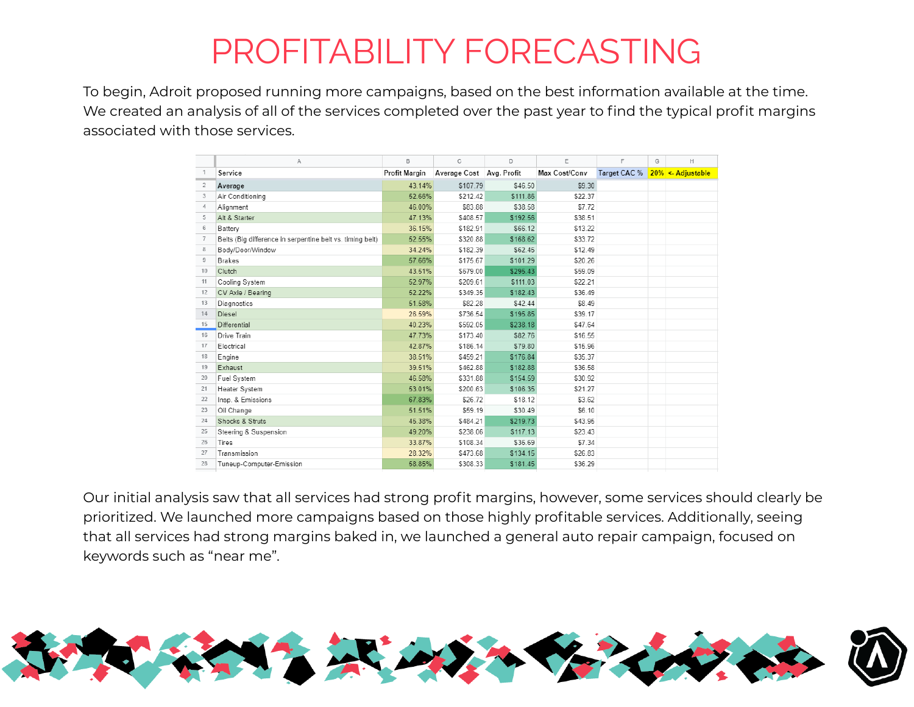# PROFITABILITY FORECASTING

To begin, Adroit proposed running more campaigns, based on the best information available at the time. We created an analysis of all of the services completed over the past year to find the typical profit margins associated with those services.

| Service | Profit Margin | Average Cost | Avg. Profit | Max Cost/Conv | Target CAC % | 20% | <- Adjustable |
|---|---|---|---|---|---|---|---|
| Average | 43.14% | $107.79 | $46.50 | $9.30 | | | |
| Air Conditioning | 52.66% | $212.42 | $111.86 | $22.37 | | | |
| Alignment | 46.00% | $83.88 | $38.58 | $7.72 | | | |
| Alt & Starter | 47.13% | $408.57 | $192.56 | $38.51 | | | |
| Battery | 36.15% | $182.91 | $66.12 | $13.22 | | | |
| Belts (Big difference in serpentine belt vs. timing belt) | 52.55% | $320.88 | $168.62 | $33.72 | | | |
| Body/Door/Window | 34.24% | $182.39 | $62.45 | $12.49 | | | |
| Brakes | 57.66% | $175.67 | $101.29 | $20.26 | | | |
| Clutch | 43.51% | $679.00 | $295.43 | $59.09 | | | |
| Cooling System | 52.97% | $209.61 | $111.03 | $22.21 | | | |
| CV Axle / Bearing | 52.22% | $349.35 | $182.43 | $36.49 | | | |
| Diagnostics | 51.58% | $82.28 | $42.44 | $8.49 | | | |
| Diesel | 26.59% | $736.54 | $195.85 | $39.17 | | | |
| Differential | 40.23% | $592.05 | $238.18 | $47.64 | | | |
| Drive Train | 47.73% | $173.40 | $82.76 | $16.55 | | | |
| Electrical | 42.87% | $186.14 | $79.80 | $15.96 | | | |
| Engine | 38.51% | $459.21 | $176.84 | $35.37 | | | |
| Exhaust | 39.51% | $462.88 | $182.88 | $36.58 | | | |
| Fuel System | 46.58% | $331.88 | $154.59 | $30.92 | | | |
| Heater System | 53.01% | $200.63 | $106.35 | $21.27 | | | |
| Insp. & Emissions | 67.83% | $26.72 | $18.12 | $3.62 | | | |
| Oil Change | 51.51% | $59.19 | $30.49 | $6.10 | | | |
| Shocks & Struts | 45.38% | $484.21 | $219.73 | $43.95 | | | |
| Steering & Suspension | 49.20% | $238.06 | $117.13 | $23.43 | | | |
| Tires | 33.87% | $108.34 | $36.69 | $7.34 | | | |
| Transmission | 28.32% | $473.68 | $134.15 | $26.83 | | | |
| Tuneup-Computer-Emission | 58.85% | $308.33 | $181.45 | $36.29 | | | |

Our initial analysis saw that all services had strong profit margins, however, some services should clearly be prioritized. We launched more campaigns based on those highly profitable services. Additionally, seeing that all services had strong margins baked in, we launched a general auto repair campaign, focused on keywords such as “near me”.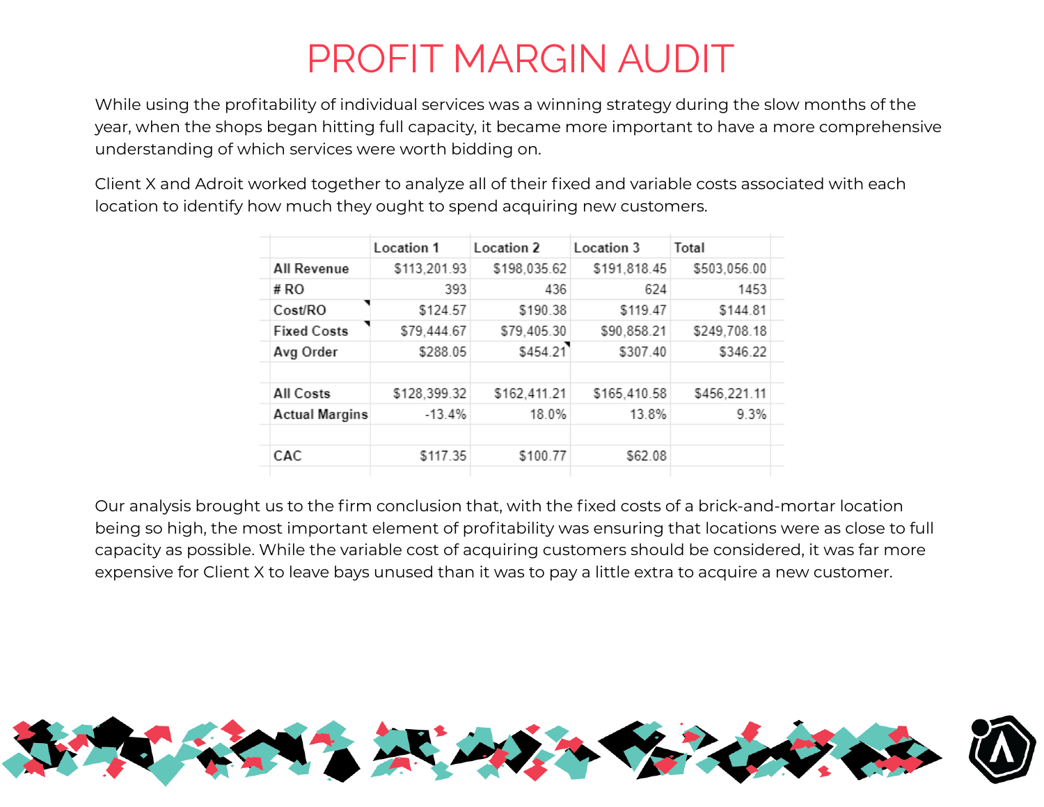# PROFIT MARGIN AUDIT

While using the profitability of individual services was a winning strategy during the slow months of the year, when the shops began hitting full capacity, it became more important to have a more comprehensive understanding of which services were worth bidding on.

Client X and Adroit worked together to analyze all of their fixed and variable costs associated with each location to identify how much they ought to spend acquiring new customers.

| | Location 1 | Location 2 | Location 3 | Total |
|---|---|---|---|---|
| All Revenue | $113,201.93 | $198,035.62 | $191,818.45 | $503,056.00 |
| # RO | 393 | 436 | 624 | 1453 |
| Cost/RO | $124.57 | $190.38 | $119.47 | $144.81 |
| Fixed Costs | $79,444.67 | $79,405.30 | $90,858.21 | $249,708.18 |
| Avg Order | $288.05 | $454.21 | $307.40 | $346.22 |
| | | | | |
| All Costs | $128,399.32 | $162,411.21 | $165,410.58 | $456,221.11 |
| Actual Margins | -13.4% | 18.0% | 13.8% | 9.3% |
| | | | | |
| CAC | $117.35 | $100.77 | $62.08 | |

Our analysis brought us to the firm conclusion that, with the fixed costs of a brick-and-mortar location being so high, the most important element of profitability was ensuring that locations were as close to full capacity as possible. While the variable cost of acquiring customers should be considered, it was far more expensive for Client X to leave bays unused than it was to pay a little extra to acquire a new customer.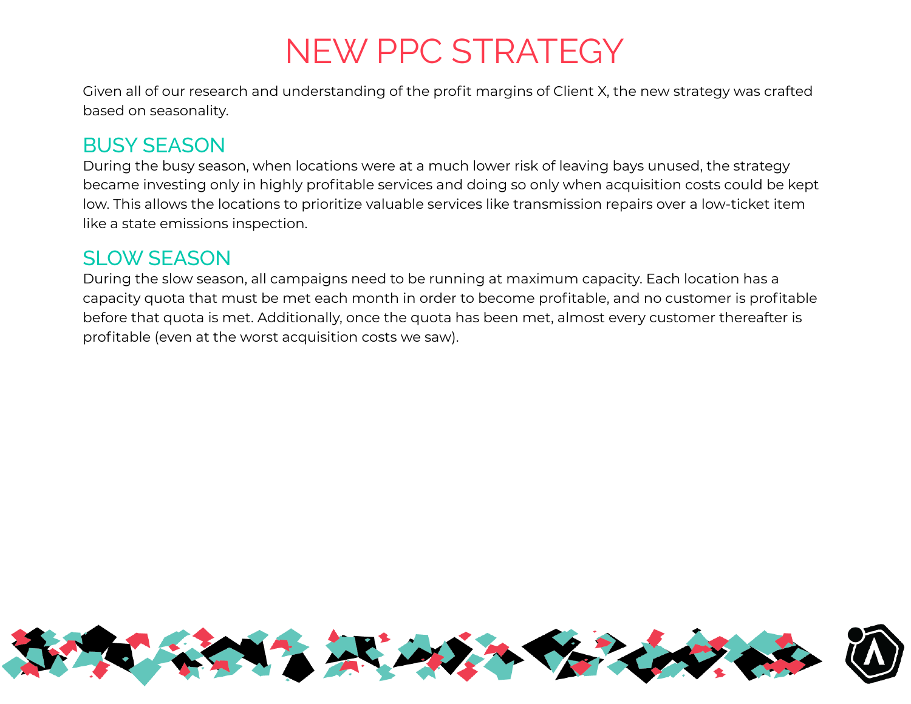# NEW PPC STRATEGY

Given all of our research and understanding of the profit margins of Client X, the new strategy was crafted based on seasonality.

## BUSY SEASON

During the busy season, when locations were at a much lower risk of leaving bays unused, the strategy became investing only in highly profitable services and doing so only when acquisition costs could be kept low. This allows the locations to prioritize valuable services like transmission repairs over a low-ticket item like a state emissions inspection.

## SLOW SEASON

During the slow season, all campaigns need to be running at maximum capacity. Each location has a capacity quota that must be met each month in order to become profitable, and no customer is profitable before that quota is met. Additionally, once the quota has been met, almost every customer thereafter is profitable (even at the worst acquisition costs we saw).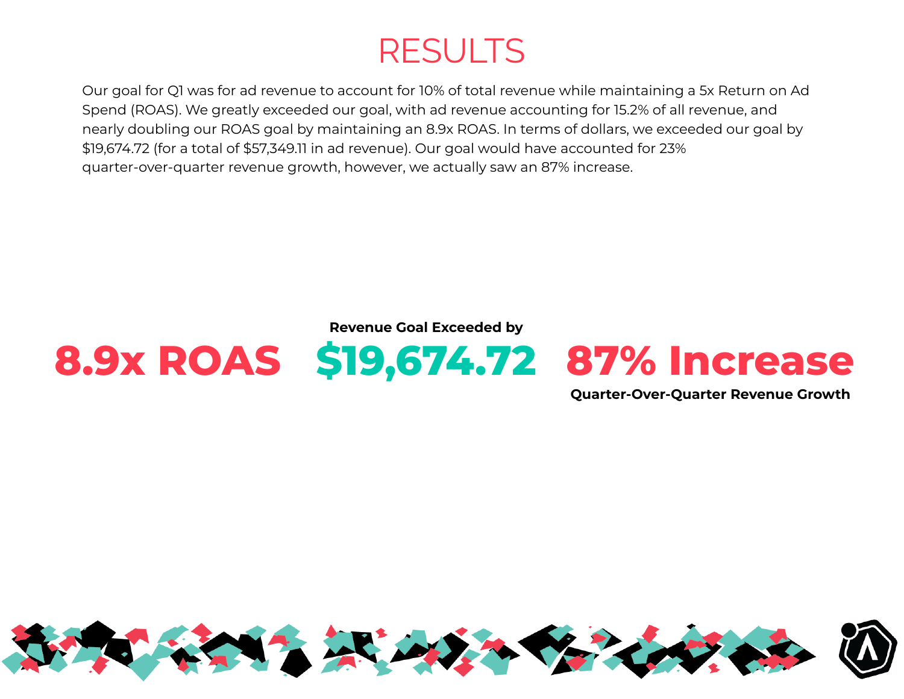# RESULTS

Our goal for Q1 was for ad revenue to account for 10% of total revenue while maintaining a 5x Return on Ad Spend (ROAS). We greatly exceeded our goal, with ad revenue accounting for 15.2% of all revenue, and nearly doubling our ROAS goal by maintaining an 8.9x ROAS. In terms of dollars, we exceeded our goal by $19,674.72 (for a total of $57,349.11 in ad revenue). Our goal would have accounted for 23% quarter-over-quarter revenue growth, however, we actually saw an 87% increase.

**8.9x ROAS**

**Revenue Goal Exceeded by**

**$19,674.72**

**87% Increase**

**Quarter-Over-Quarter Revenue Growth**